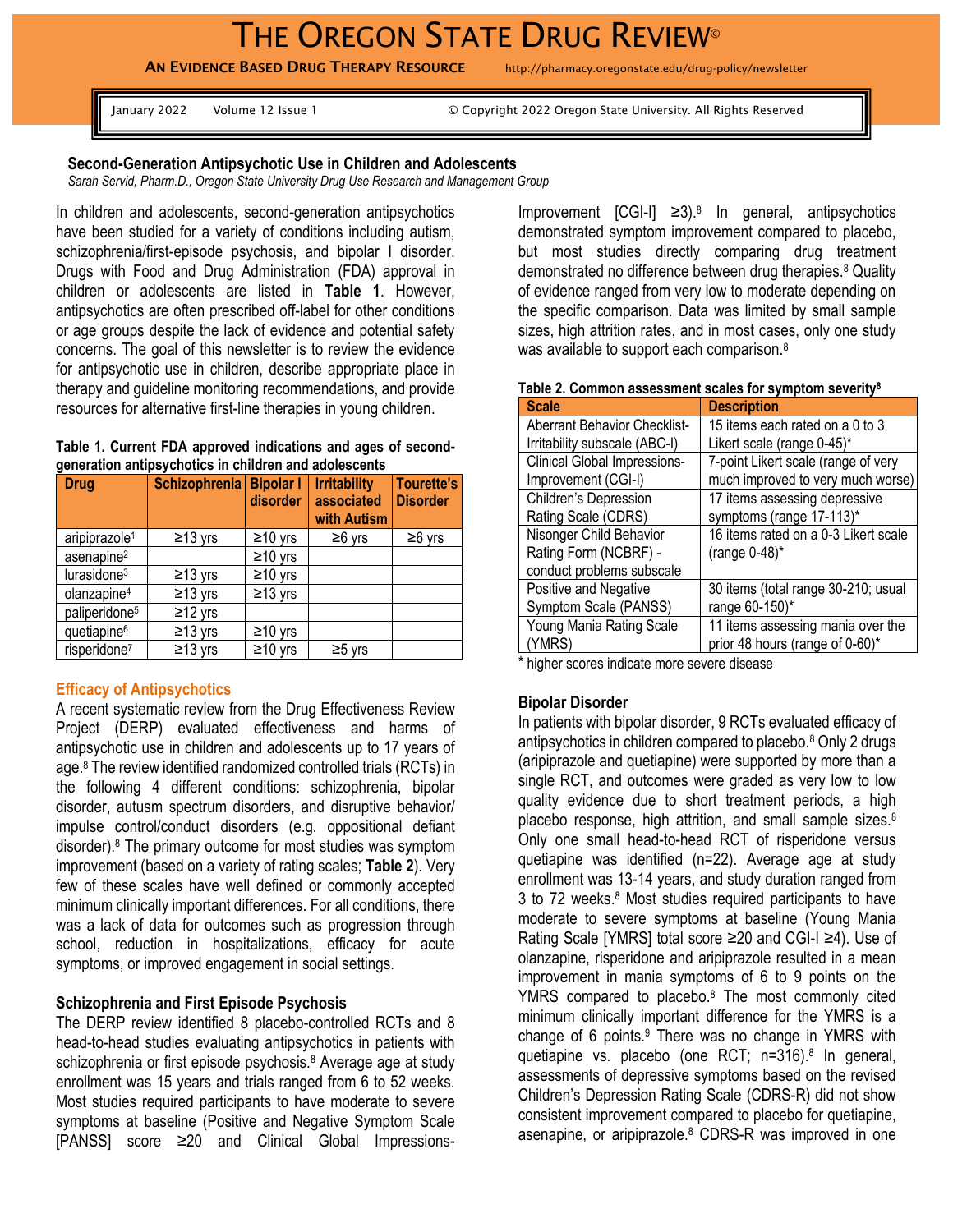# THE OREGON STATE DRUG REVIEW©

**AN EVIDENCE BASED DRUG THERAPY RESOURCE** http://pharmacy.oregonstate.edu/drug-policy/newsletter

January 2022 Volume 12 Issue 1 © Copyright 2022 Oregon State University. All Rights Reserved

## Second-Generation Antipsychotic Use in Children and Adolescents

*Sarah Servid, Pharm.D., Oregon State University Drug Use Research and Management Group*

In children and adolescents, second-generation antipsychotics have been studied for a variety of conditions including autism, schizophrenia/first-episode psychosis, and bipolar I disorder. Drugs with Food and Drug Administration (FDA) approval in children or adolescents are listed in **Table 1**. However, antipsychotics are often prescribed off-label for other conditions or age groups despite the lack of evidence and potential safety concerns. The goal of this newsletter is to review the evidence for antipsychotic use in children, describe appropriate place in therapy and guideline monitoring recommendations, and provide resources for alternative first-line therapies in young children.

**Table 1. Current FDA approved indications and ages of second-generation antipsychotics in children and adolescents**

| Drug | Schizophrenia | Bipolar I disorder | Irritability associated with Autism | Tourette's Disorder |
|---|---|---|---|---|
| aripiprazole[1] | ≥13 yrs | ≥10 yrs | ≥6 yrs | ≥6 yrs |
| asenapine[2] | | ≥10 yrs | | |
| lurasidone[3] | ≥13 yrs | ≥10 yrs | | |
| olanzapine[4] | ≥13 yrs | ≥13 yrs | | |
| paliperidone[5] | ≥12 yrs | | | |
| quetiapine[6] | ≥13 yrs | ≥10 yrs | | |
| risperidone[7] | ≥13 yrs | ≥10 yrs | ≥5 yrs | |

### Efficacy of Antipsychotics

A recent systematic review from the Drug Effectiveness Review Project (DERP) evaluated effectiveness and harms of antipsychotic use in children and adolescents up to 17 years of age.[8] The review identified randomized controlled trials (RCTs) in the following 4 different conditions: schizophrenia, bipolar disorder, autusm spectrum disorders, and disruptive behavior/ impulse control/conduct disorders (e.g. oppositional defiant disorder).[8] The primary outcome for most studies was symptom improvement (based on a variety of rating scales; **Table 2**). Very few of these scales have well defined or commonly accepted minimum clinically important differences. For all conditions, there was a lack of data for outcomes such as progression through school, reduction in hospitalizations, efficacy for acute symptoms, or improved engagement in social settings.

### Schizophrenia and First Episode Psychosis

The DERP review identified 8 placebo-controlled RCTs and 8 head-to-head studies evaluating antipsychotics in patients with schizophrenia or first episode psychosis.[8] Average age at study enrollment was 15 years and trials ranged from 6 to 52 weeks. Most studies required participants to have moderate to severe symptoms at baseline (Positive and Negative Symptom Scale [PANSS] score ≥20 and Clinical Global Impressions-Improvement [CGI-I] ≥3).[8] In general, antipsychotics demonstrated symptom improvement compared to placebo, but most studies directly comparing drug treatment demonstrated no difference between drug therapies.[8] Quality of evidence ranged from very low to moderate depending on the specific comparison. Data was limited by small sample sizes, high attrition rates, and in most cases, only one study was available to support each comparison.[8]

**Table 2. Common assessment scales for symptom severity[8]**

| Scale | Description |
|---|---|
| Aberrant Behavior Checklist-Irritability subscale (ABC-I) | 15 items each rated on a 0 to 3 Likert scale (range 0-45)* |
| Clinical Global Impressions-Improvement (CGI-I) | 7-point Likert scale (range of very much improved to very much worse) |
| Children's Depression Rating Scale (CDRS) | 17 items assessing depressive symptoms (range 17-113)* |
| Nisonger Child Behavior Rating Form (NCBRF) - conduct problems subscale | 16 items rated on a 0-3 Likert scale (range 0-48)* |
| Positive and Negative Symptom Scale (PANSS) | 30 items (total range 30-210; usual range 60-150)* |
| Young Mania Rating Scale (YMRS) | 11 items assessing mania over the prior 48 hours (range of 0-60)* |

\* higher scores indicate more severe disease

### Bipolar Disorder

In patients with bipolar disorder, 9 RCTs evaluated efficacy of antipsychotics in children compared to placebo.[8] Only 2 drugs (aripiprazole and quetiapine) were supported by more than a single RCT, and outcomes were graded as very low to low quality evidence due to short treatment periods, a high placebo response, high attrition, and small sample sizes.[8] Only one small head-to-head RCT of risperidone versus quetiapine was identified (n=22). Average age at study enrollment was 13-14 years, and study duration ranged from 3 to 72 weeks.[8] Most studies required participants to have moderate to severe symptoms at baseline (Young Mania Rating Scale [YMRS] total score ≥20 and CGI-I ≥4). Use of olanzapine, risperidone and aripiprazole resulted in a mean improvement in mania symptoms of 6 to 9 points on the YMRS compared to placebo.[8] The most commonly cited minimum clinically important difference for the YMRS is a change of 6 points.[9] There was no change in YMRS with quetiapine vs. placebo (one RCT; n=316).[8] In general, assessments of depressive symptoms based on the revised Children's Depression Rating Scale (CDRS-R) did not show consistent improvement compared to placebo for quetiapine, asenapine, or aripiprazole.[8] CDRS-R was improved in one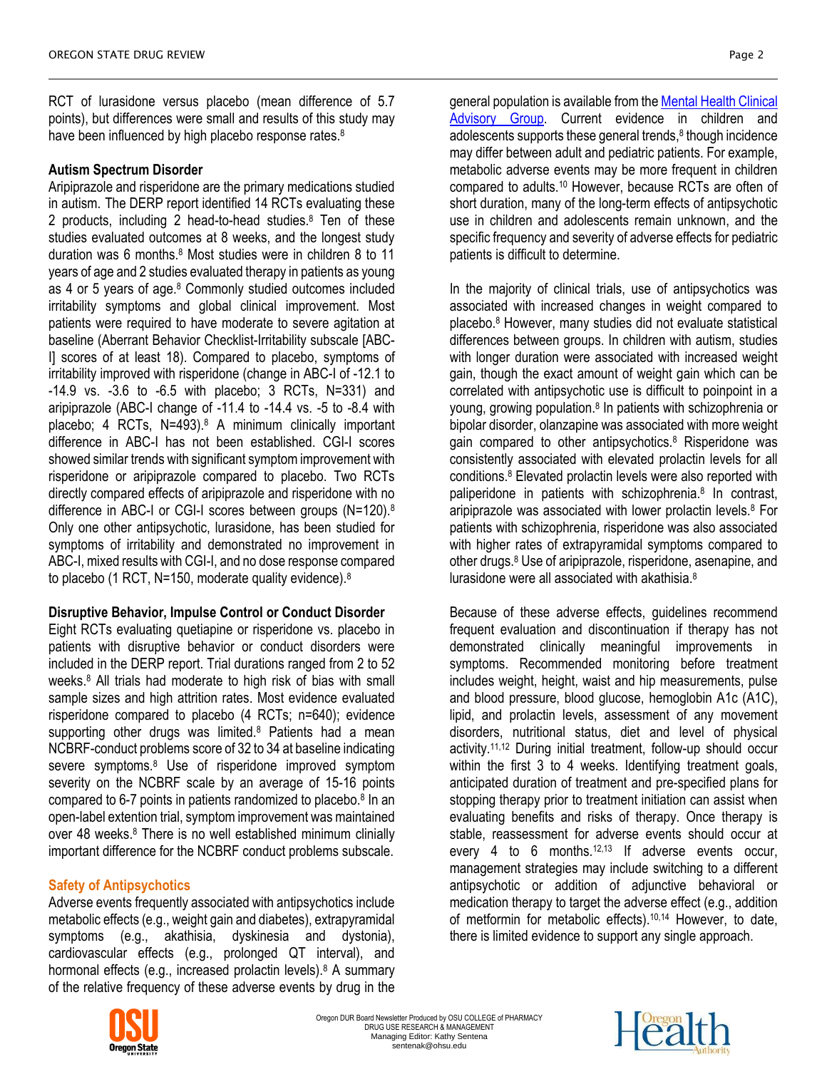RCT of lurasidone versus placebo (mean difference of 5.7 points), but differences were small and results of this study may have been influenced by high placebo response rates.[8]

### Autism Spectrum Disorder

Aripiprazole and risperidone are the primary medications studied in autism. The DERP report identified 14 RCTs evaluating these 2 products, including 2 head-to-head studies.[8] Ten of these studies evaluated outcomes at 8 weeks, and the longest study duration was 6 months.[8] Most studies were in children 8 to 11 years of age and 2 studies evaluated therapy in patients as young as 4 or 5 years of age.[8] Commonly studied outcomes included irritability symptoms and global clinical improvement. Most patients were required to have moderate to severe agitation at baseline (Aberrant Behavior Checklist-Irritability subscale [ABC-I] scores of at least 18). Compared to placebo, symptoms of irritability improved with risperidone (change in ABC-I of -12.1 to -14.9 vs. -3.6 to -6.5 with placebo; 3 RCTs, N=331) and aripiprazole (ABC-I change of -11.4 to -14.4 vs. -5 to -8.4 with placebo; 4 RCTs, N=493).[8] A minimum clinically important difference in ABC-I has not been established. CGI-I scores showed similar trends with significant symptom improvement with risperidone or aripiprazole compared to placebo. Two RCTs directly compared effects of aripiprazole and risperidone with no difference in ABC-I or CGI-I scores between groups (N=120).[8] Only one other antipsychotic, lurasidone, has been studied for symptoms of irritability and demonstrated no improvement in ABC-I, mixed results with CGI-I, and no dose response compared to placebo (1 RCT, N=150, moderate quality evidence).[8]

### Disruptive Behavior, Impulse Control or Conduct Disorder

Eight RCTs evaluating quetiapine or risperidone vs. placebo in patients with disruptive behavior or conduct disorders were included in the DERP report. Trial durations ranged from 2 to 52 weeks.[8] All trials had moderate to high risk of bias with small sample sizes and high attrition rates. Most evidence evaluated risperidone compared to placebo (4 RCTs; n=640); evidence supporting other drugs was limited.[8] Patients had a mean NCBRF-conduct problems score of 32 to 34 at baseline indicating severe symptoms.[8] Use of risperidone improved symptom severity on the NCBRF scale by an average of 15-16 points compared to 6-7 points in patients randomized to placebo.[8] In an open-label extention trial, symptom improvement was maintained over 48 weeks.[8] There is no well established minimum clinially important difference for the NCBRF conduct problems subscale.

## Safety of Antipsychotics

Adverse events frequently associated with antipsychotics include metabolic effects (e.g., weight gain and diabetes), extrapyramidal symptoms (e.g., akathisia, dyskinesia and dystonia), cardiovascular effects (e.g., prolonged QT interval), and hormonal effects (e.g., increased prolactin levels).[8] A summary of the relative frequency of these adverse events by drug in the general population is available from the [Mental Health Clinical Advisory Group](). Current evidence in children and adolescents supports these general trends,[8] though incidence may differ between adult and pediatric patients. For example, metabolic adverse events may be more frequent in children compared to adults.[10] However, because RCTs are often of short duration, many of the long-term effects of antipsychotic use in children and adolescents remain unknown, and the specific frequency and severity of adverse effects for pediatric patients is difficult to determine.

In the majority of clinical trials, use of antipsychotics was associated with increased changes in weight compared to placebo.[8] However, many studies did not evaluate statistical differences between groups. In children with autism, studies with longer duration were associated with increased weight gain, though the exact amount of weight gain which can be correlated with antipsychotic use is difficult to poinpoint in a young, growing population.[8] In patients with schizophrenia or bipolar disorder, olanzapine was associated with more weight gain compared to other antipsychotics.[8] Risperidone was consistently associated with elevated prolactin levels for all conditions.[8] Elevated prolactin levels were also reported with paliperidone in patients with schizophrenia.[8] In contrast, aripiprazole was associated with lower prolactin levels.[8] For patients with schizophrenia, risperidone was also associated with higher rates of extrapyramidal symptoms compared to other drugs.[8] Use of aripiprazole, risperidone, asenapine, and lurasidone were all associated with akathisia.[8]

Because of these adverse effects, guidelines recommend frequent evaluation and discontinuation if therapy has not demonstrated clinically meaningful improvements in symptoms. Recommended monitoring before treatment includes weight, height, waist and hip measurements, pulse and blood pressure, blood glucose, hemoglobin A1c (A1C), lipid, and prolactin levels, assessment of any movement disorders, nutritional status, diet and level of physical activity.[11,12] During initial treatment, follow-up should occur within the first 3 to 4 weeks. Identifying treatment goals, anticipated duration of treatment and pre-specified plans for stopping therapy prior to treatment initiation can assist when evaluating benefits and risks of therapy. Once therapy is stable, reassessment for adverse events should occur at every 4 to 6 months.[12,13] If adverse events occur, management strategies may include switching to a different antipsychotic or addition of adjunctive behavioral or medication therapy to target the adverse effect (e.g., addition of metformin for metabolic effects).[10,14] However, to date, there is limited evidence to support any single approach.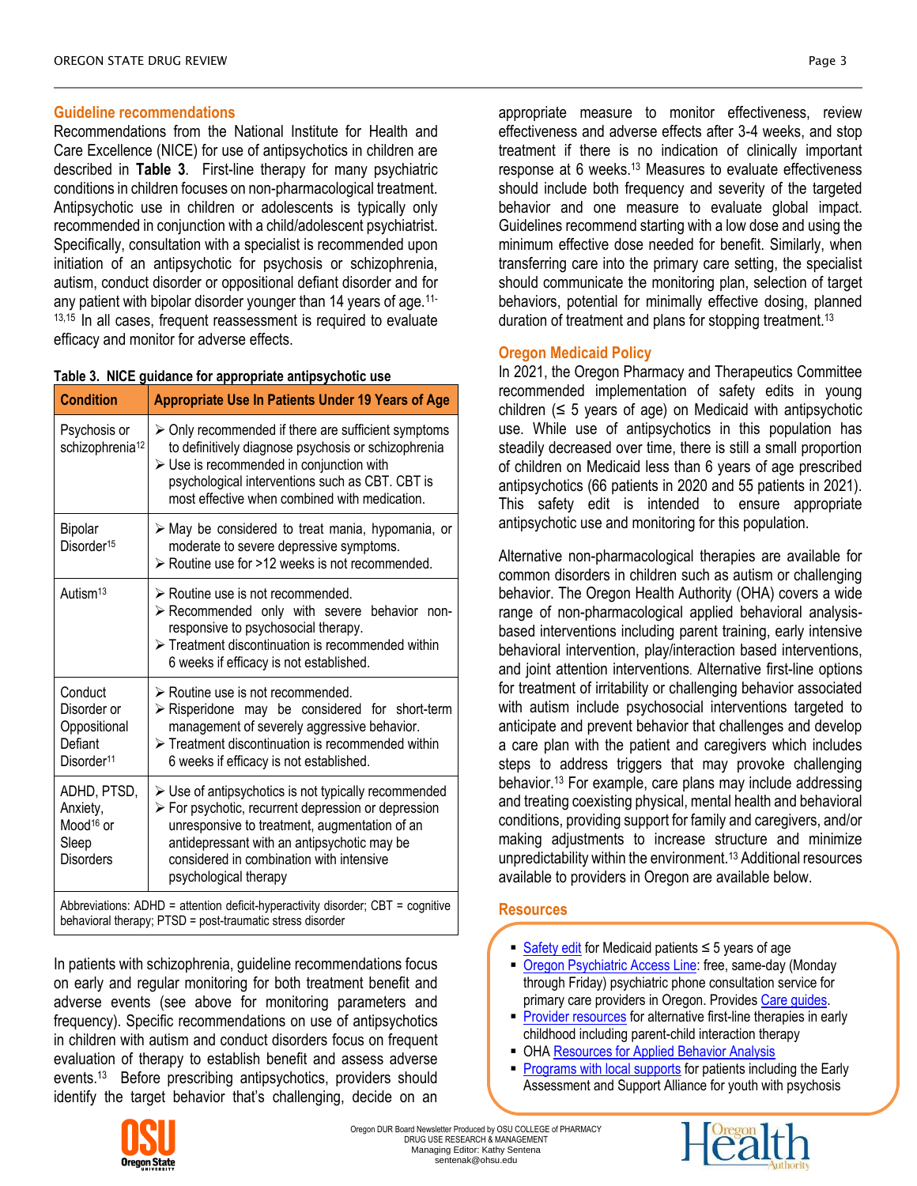## Guideline recommendations

Recommendations from the National Institute for Health and Care Excellence (NICE) for use of antipsychotics in children are described in **Table 3**. First-line therapy for many psychiatric conditions in children focuses on non-pharmacological treatment. Antipsychotic use in children or adolescents is typically only recommended in conjunction with a child/adolescent psychiatrist. Specifically, consultation with a specialist is recommended upon initiation of an antipsychotic for psychosis or schizophrenia, autism, conduct disorder or oppositional defiant disorder and for any patient with bipolar disorder younger than 14 years of age.[11-13,15] In all cases, frequent reassessment is required to evaluate efficacy and monitor for adverse effects.

**Table 3. NICE guidance for appropriate antipsychotic use**

| Condition | Appropriate Use In Patients Under 19 Years of Age |
|---|---|
| Psychosis or schizophrenia[12] | ➢ Only recommended if there are sufficient symptoms to definitively diagnose psychosis or schizophrenia<br>➢ Use is recommended in conjunction with psychological interventions such as CBT. CBT is most effective when combined with medication. |
| Bipolar Disorder[15] | ➢ May be considered to treat mania, hypomania, or moderate to severe depressive symptoms.<br>➢ Routine use for >12 weeks is not recommended. |
| Autism[13] | ➢ Routine use is not recommended.<br>➢ Recommended only with severe behavior non-responsive to psychosocial therapy.<br>➢ Treatment discontinuation is recommended within 6 weeks if efficacy is not established. |
| Conduct Disorder or Oppositional Defiant Disorder[11] | ➢ Routine use is not recommended.<br>➢ Risperidone may be considered for short-term management of severely aggressive behavior.<br>➢ Treatment discontinuation is recommended within 6 weeks if efficacy is not established. |
| ADHD, PTSD, Anxiety, Mood[16] or Sleep Disorders | ➢ Use of antipsychotics is not typically recommended<br>➢ For psychotic, recurrent depression or depression unresponsive to treatment, augmentation of an antidepressant with an antipsychotic may be considered in combination with intensive psychological therapy |

Abbreviations: ADHD = attention deficit-hyperactivity disorder; CBT = cognitive behavioral therapy; PTSD = post-traumatic stress disorder

In patients with schizophrenia, guideline recommendations focus on early and regular monitoring for both treatment benefit and adverse events (see above for monitoring parameters and frequency). Specific recommendations on use of antipsychotics in children with autism and conduct disorders focus on frequent evaluation of therapy to establish benefit and assess adverse events.[13] Before prescribing antipsychotics, providers should identify the target behavior that's challenging, decide on an appropriate measure to monitor effectiveness, review effectiveness and adverse effects after 3-4 weeks, and stop treatment if there is no indication of clinically important response at 6 weeks.[13] Measures to evaluate effectiveness should include both frequency and severity of the targeted behavior and one measure to evaluate global impact. Guidelines recommend starting with a low dose and using the minimum effective dose needed for benefit. Similarly, when transferring care into the primary care setting, the specialist should communicate the monitoring plan, selection of target behaviors, potential for minimally effective dosing, planned duration of treatment and plans for stopping treatment.[13]

## Oregon Medicaid Policy

In 2021, the Oregon Pharmacy and Therapeutics Committee recommended implementation of safety edits in young children (≤ 5 years of age) on Medicaid with antipsychotic use. While use of antipsychotics in this population has steadily decreased over time, there is still a small proportion of children on Medicaid less than 6 years of age prescribed antipsychotics (66 patients in 2020 and 55 patients in 2021). This safety edit is intended to ensure appropriate antipsychotic use and monitoring for this population.

Alternative non-pharmacological therapies are available for common disorders in children such as autism or challenging behavior. The Oregon Health Authority (OHA) covers a wide range of non-pharmacological applied behavioral analysis-based interventions including parent training, early intensive behavioral intervention, play/interaction based interventions, and joint attention interventions. Alternative first-line options for treatment of irritability or challenging behavior associated with autism include psychosocial interventions targeted to anticipate and prevent behavior that challenges and develop a care plan with the patient and caregivers which includes steps to address triggers that may provoke challenging behavior.[13] For example, care plans may include addressing and treating coexisting physical, mental health and behavioral conditions, providing support for family and caregivers, and/or making adjustments to increase structure and minimize unpredictability within the environment.[13] Additional resources available to providers in Oregon are available below.

## Resources

- Safety edit for Medicaid patients ≤ 5 years of age
- Oregon Psychiatric Access Line: free, same-day (Monday through Friday) psychiatric phone consultation service for primary care providers in Oregon. Provides Care guides.
- Provider resources for alternative first-line therapies in early childhood including parent-child interaction therapy
- OHA Resources for Applied Behavior Analysis
- Programs with local supports for patients including the Early Assessment and Support Alliance for youth with psychosis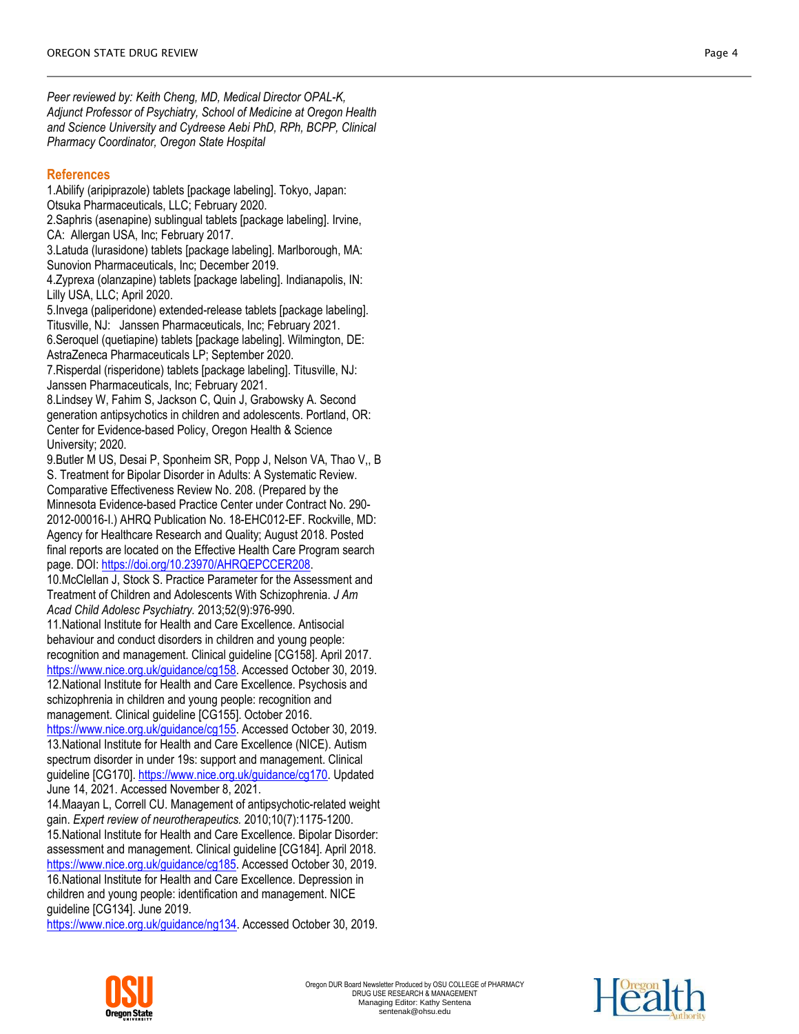*Peer reviewed by: Keith Cheng, MD, Medical Director OPAL-K, Adjunct Professor of Psychiatry, School of Medicine at Oregon Health and Science University and Cydreese Aebi PhD, RPh, BCPP, Clinical Pharmacy Coordinator, Oregon State Hospital*

## References

1. Abilify (aripiprazole) tablets [package labeling]. Tokyo, Japan: Otsuka Pharmaceuticals, LLC; February 2020.
2. Saphris (asenapine) sublingual tablets [package labeling]. Irvine, CA: Allergan USA, Inc; February 2017.
3. Latuda (lurasidone) tablets [package labeling]. Marlborough, MA: Sunovion Pharmaceuticals, Inc; December 2019.
4. Zyprexa (olanzapine) tablets [package labeling]. Indianapolis, IN: Lilly USA, LLC; April 2020.
5. Invega (paliperidone) extended-release tablets [package labeling]. Titusville, NJ: Janssen Pharmaceuticals, Inc; February 2021.
6. Seroquel (quetiapine) tablets [package labeling]. Wilmington, DE: AstraZeneca Pharmaceuticals LP; September 2020.
7. Risperdal (risperidone) tablets [package labeling]. Titusville, NJ: Janssen Pharmaceuticals, Inc; February 2021.
8. Lindsey W, Fahim S, Jackson C, Quin J, Grabowsky A. Second generation antipsychotics in children and adolescents. Portland, OR: Center for Evidence-based Policy, Oregon Health & Science University; 2020.
9. Butler M US, Desai P, Sponheim SR, Popp J, Nelson VA, Thao V,, B S. Treatment for Bipolar Disorder in Adults: A Systematic Review. Comparative Effectiveness Review No. 208. (Prepared by the Minnesota Evidence-based Practice Center under Contract No. 290-2012-00016-I.) AHRQ Publication No. 18-EHC012-EF. Rockville, MD: Agency for Healthcare Research and Quality; August 2018. Posted final reports are located on the Effective Health Care Program search page. DOI: https://doi.org/10.23970/AHRQEPCCER208.
10. McClellan J, Stock S. Practice Parameter for the Assessment and Treatment of Children and Adolescents With Schizophrenia. *J Am Acad Child Adolesc Psychiatry.* 2013;52(9):976-990.
11. National Institute for Health and Care Excellence. Antisocial behaviour and conduct disorders in children and young people: recognition and management. Clinical guideline [CG158]. April 2017. https://www.nice.org.uk/guidance/cg158. Accessed October 30, 2019.
12. National Institute for Health and Care Excellence. Psychosis and schizophrenia in children and young people: recognition and management. Clinical guideline [CG155]. October 2016. https://www.nice.org.uk/guidance/cg155. Accessed October 30, 2019.
13. National Institute for Health and Care Excellence (NICE). Autism spectrum disorder in under 19s: support and management. Clinical guideline [CG170]. https://www.nice.org.uk/guidance/cg170. Updated June 14, 2021. Accessed November 8, 2021.
14. Maayan L, Correll CU. Management of antipsychotic-related weight gain. *Expert review of neurotherapeutics.* 2010;10(7):1175-1200.
15. National Institute for Health and Care Excellence. Bipolar Disorder: assessment and management. Clinical guideline [CG184]. April 2018. https://www.nice.org.uk/guidance/cg185. Accessed October 30, 2019.
16. National Institute for Health and Care Excellence. Depression in children and young people: identification and management. NICE guideline [CG134]. June 2019. https://www.nice.org.uk/guidance/ng134. Accessed October 30, 2019.

Oregon DUR Board Newsletter Produced by OSU COLLEGE of PHARMACY
DRUG USE RESEARCH & MANAGEMENT
Managing Editor: Kathy Sentena
sentenak@ohsu.edu